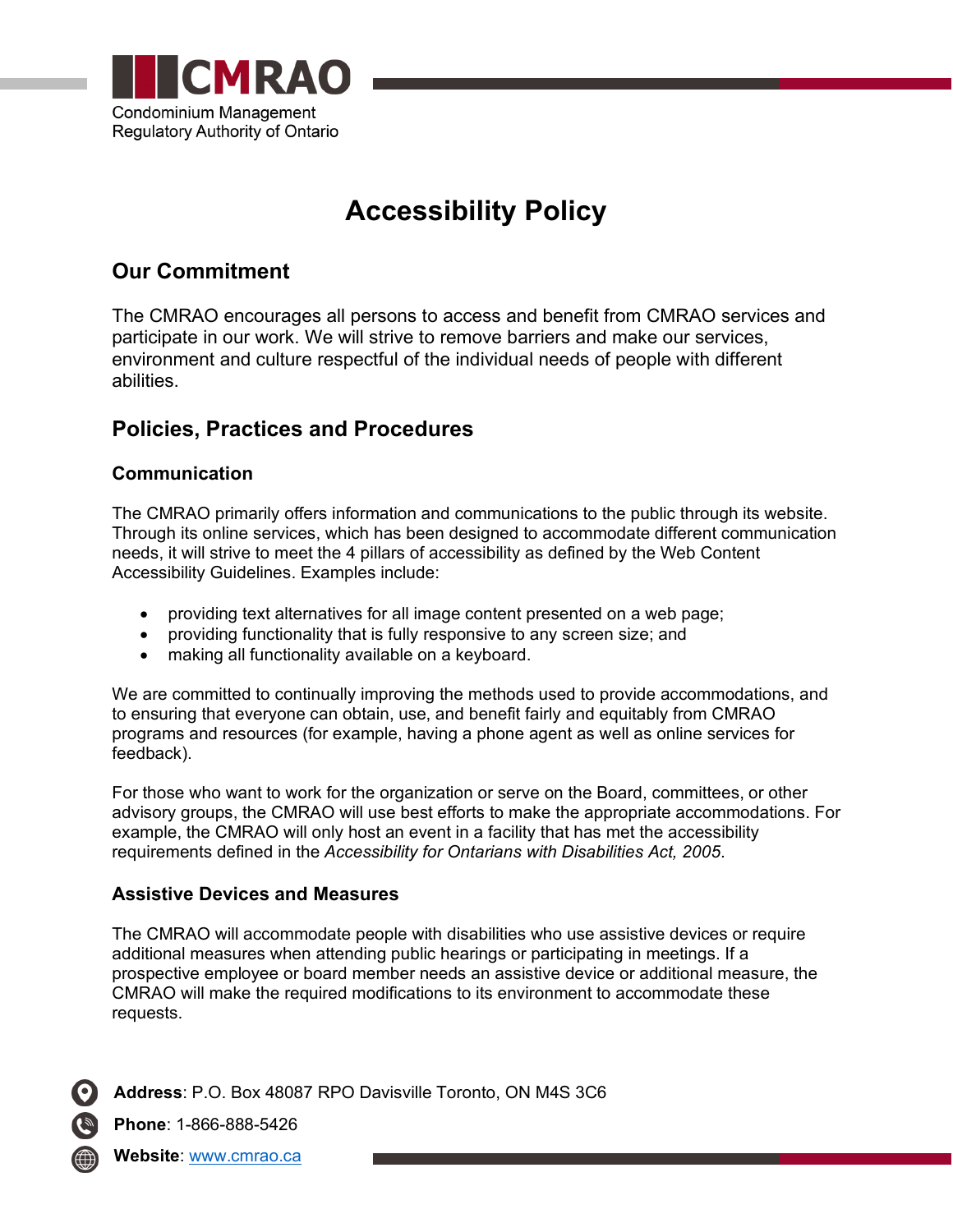CMRAO

Condominium Management Regulatory Authority of Ontario

# Accessibility Policy

## Our Commitment

The CMRAO encourages all persons to access and benefit from CMRAO services and participate in our work. We will strive to remove barriers and make our services, environment and culture respectful of the individual needs of people with different abilities.

## Policies, Practices and Procedures

### Communication

The CMRAO primarily offers information and communications to the public through its website. Through its online services, which has been designed to accommodate different communication needs, it will strive to meet the 4 pillars of accessibility as defined by the Web Content Accessibility Guidelines. Examples include:

- providing text alternatives for all image content presented on a web page;
- providing functionality that is fully responsive to any screen size; and
- making all functionality available on a keyboard.

We are committed to continually improving the methods used to provide accommodations, and to ensuring that everyone can obtain, use, and benefit fairly and equitably from CMRAO programs and resources (for example, having a phone agent as well as online services for feedback).

For those who want to work for the organization or serve on the Board, committees, or other advisory groups, the CMRAO will use best efforts to make the appropriate accommodations. For example, the CMRAO will only host an event in a facility that has met the accessibility requirements defined in the *Accessibility for Ontarians with Disabilities Act, 2005*.

### Assistive Devices and Measures

The CMRAO will accommodate people with disabilities who use assistive devices or require additional measures when attending public hearings or participating in meetings. If a prospective employee or board member needs an assistive device or additional measure, the CMRAO will make the required modifications to its environment to accommodate these requests.

**Address**: P.O. Box 48087 RPO Davisville Toronto, ON M4S 3C6

**Phone**: 1-866-888-5426

**Website**: www.cmrao.ca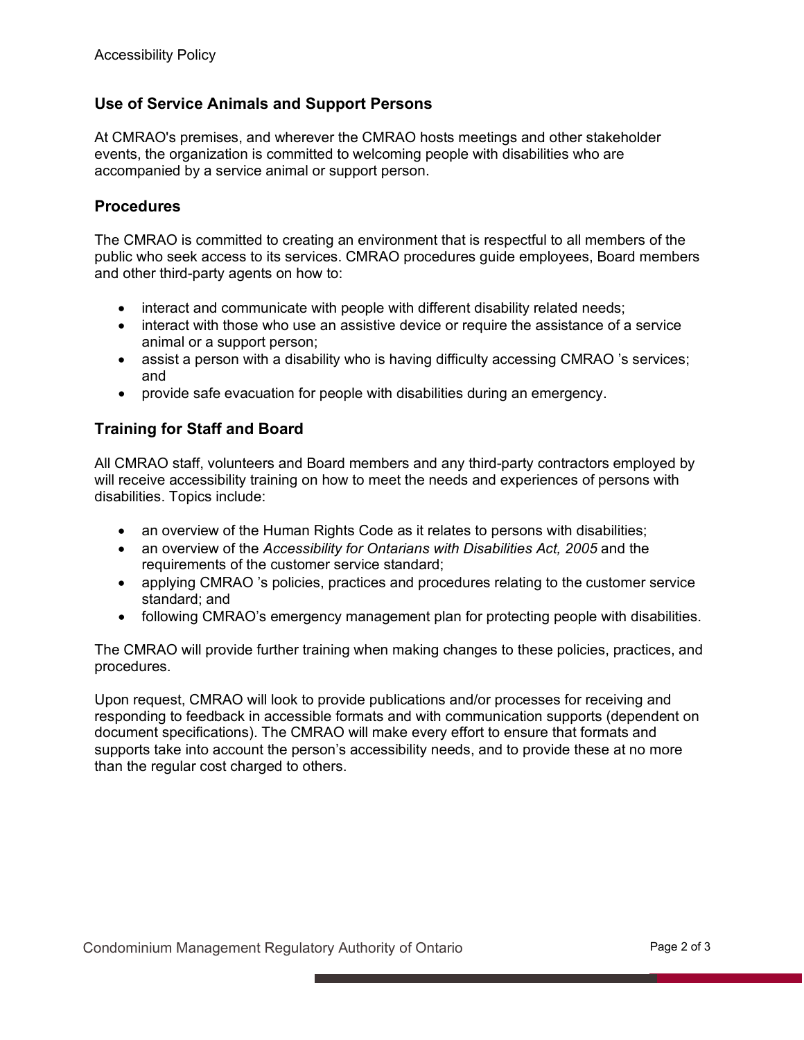## Use of Service Animals and Support Persons

At CMRAO's premises, and wherever the CMRAO hosts meetings and other stakeholder events, the organization is committed to welcoming people with disabilities who are accompanied by a service animal or support person.

## Procedures

The CMRAO is committed to creating an environment that is respectful to all members of the public who seek access to its services. CMRAO procedures guide employees, Board members and other third-party agents on how to:

- interact and communicate with people with different disability related needs;
- interact with those who use an assistive device or require the assistance of a service animal or a support person;
- assist a person with a disability who is having difficulty accessing CMRAO 's services; and
- provide safe evacuation for people with disabilities during an emergency.

## Training for Staff and Board

All CMRAO staff, volunteers and Board members and any third-party contractors employed by will receive accessibility training on how to meet the needs and experiences of persons with disabilities. Topics include:

- an overview of the Human Rights Code as it relates to persons with disabilities;
- an overview of the *Accessibility for Ontarians with Disabilities Act, 2005* and the requirements of the customer service standard;
- applying CMRAO 's policies, practices and procedures relating to the customer service standard; and
- following CMRAO's emergency management plan for protecting people with disabilities.

The CMRAO will provide further training when making changes to these policies, practices, and procedures.

Upon request, CMRAO will look to provide publications and/or processes for receiving and responding to feedback in accessible formats and with communication supports (dependent on document specifications). The CMRAO will make every effort to ensure that formats and supports take into account the person's accessibility needs, and to provide these at no more than the regular cost charged to others.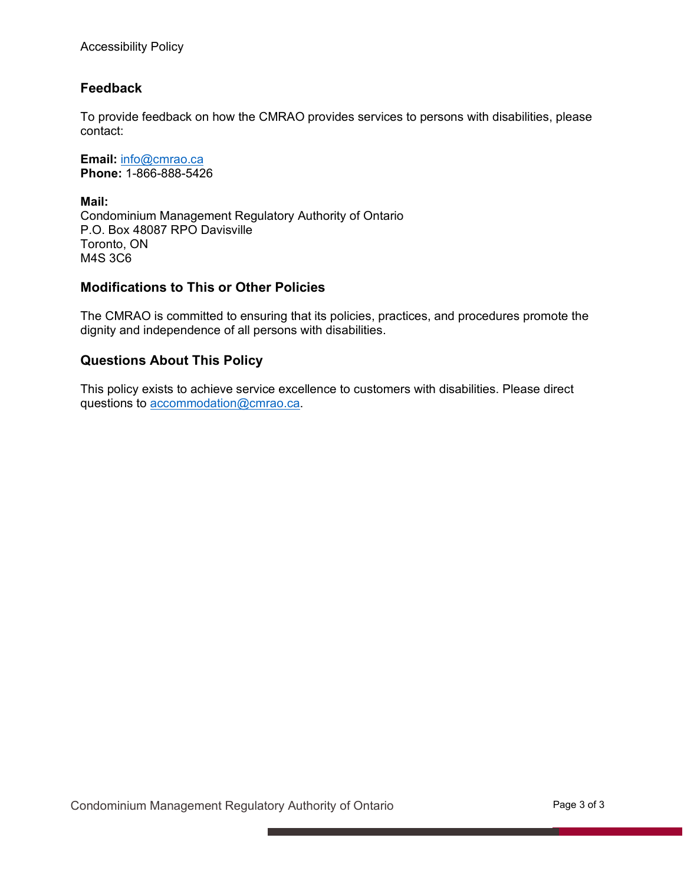## Feedback

To provide feedback on how the CMRAO provides services to persons with disabilities, please contact:

**Email:** info@cmrao.ca
**Phone:** 1-866-888-5426

**Mail:**
Condominium Management Regulatory Authority of Ontario
P.O. Box 48087 RPO Davisville
Toronto, ON
M4S 3C6

## Modifications to This or Other Policies

The CMRAO is committed to ensuring that its policies, practices, and procedures promote the dignity and independence of all persons with disabilities.

## Questions About This Policy

This policy exists to achieve service excellence to customers with disabilities. Please direct questions to accommodation@cmrao.ca.